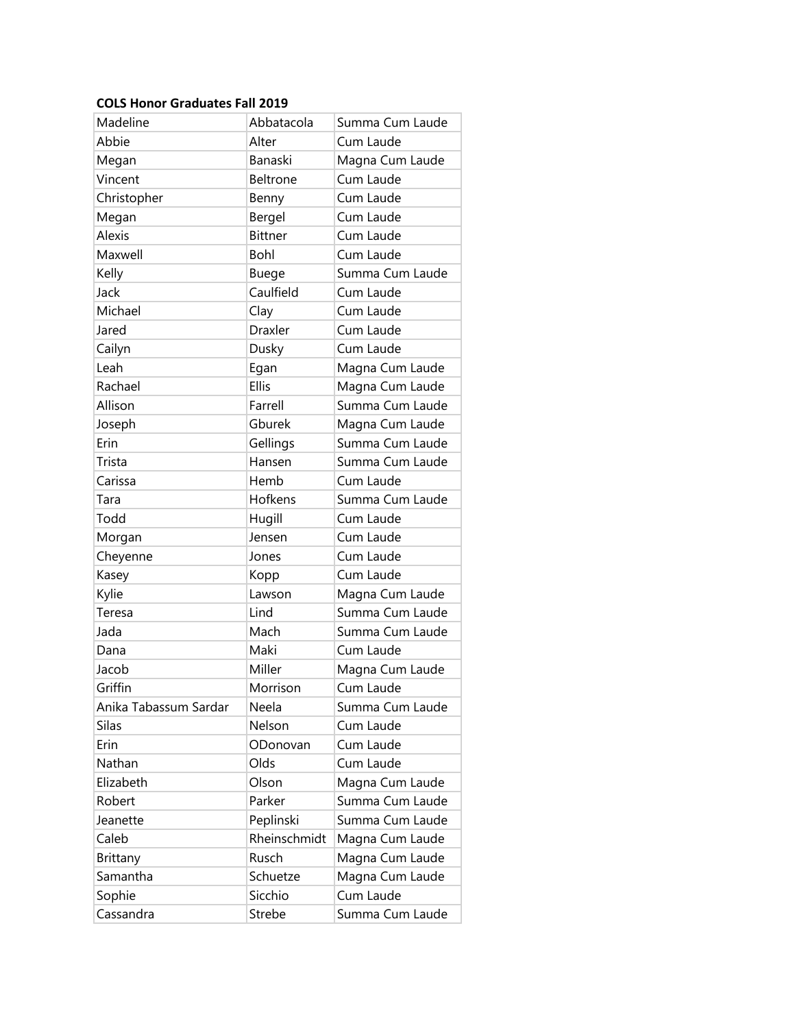**COLS Honor Graduates Fall 2019**

| | | |
|---|---|---|
| Madeline | Abbatacola | Summa Cum Laude |
| Abbie | Alter | Cum Laude |
| Megan | Banaski | Magna Cum Laude |
| Vincent | Beltrone | Cum Laude |
| Christopher | Benny | Cum Laude |
| Megan | Bergel | Cum Laude |
| Alexis | Bittner | Cum Laude |
| Maxwell | Bohl | Cum Laude |
| Kelly | Buege | Summa Cum Laude |
| Jack | Caulfield | Cum Laude |
| Michael | Clay | Cum Laude |
| Jared | Draxler | Cum Laude |
| Cailyn | Dusky | Cum Laude |
| Leah | Egan | Magna Cum Laude |
| Rachael | Ellis | Magna Cum Laude |
| Allison | Farrell | Summa Cum Laude |
| Joseph | Gburek | Magna Cum Laude |
| Erin | Gellings | Summa Cum Laude |
| Trista | Hansen | Summa Cum Laude |
| Carissa | Hemb | Cum Laude |
| Tara | Hofkens | Summa Cum Laude |
| Todd | Hugill | Cum Laude |
| Morgan | Jensen | Cum Laude |
| Cheyenne | Jones | Cum Laude |
| Kasey | Kopp | Cum Laude |
| Kylie | Lawson | Magna Cum Laude |
| Teresa | Lind | Summa Cum Laude |
| Jada | Mach | Summa Cum Laude |
| Dana | Maki | Cum Laude |
| Jacob | Miller | Magna Cum Laude |
| Griffin | Morrison | Cum Laude |
| Anika Tabassum Sardar | Neela | Summa Cum Laude |
| Silas | Nelson | Cum Laude |
| Erin | ODonovan | Cum Laude |
| Nathan | Olds | Cum Laude |
| Elizabeth | Olson | Magna Cum Laude |
| Robert | Parker | Summa Cum Laude |
| Jeanette | Peplinski | Summa Cum Laude |
| Caleb | Rheinschmidt | Magna Cum Laude |
| Brittany | Rusch | Magna Cum Laude |
| Samantha | Schuetze | Magna Cum Laude |
| Sophie | Sicchio | Cum Laude |
| Cassandra | Strebe | Summa Cum Laude |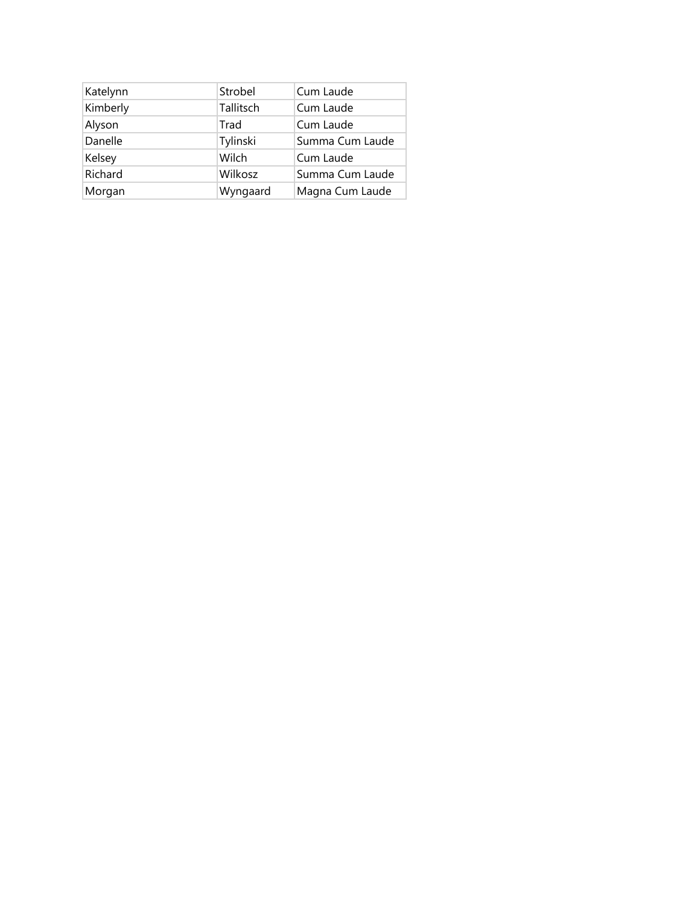| | | |
|---|---|---|
| Katelynn | Strobel | Cum Laude |
| Kimberly | Tallitsch | Cum Laude |
| Alyson | Trad | Cum Laude |
| Danelle | Tylinski | Summa Cum Laude |
| Kelsey | Wilch | Cum Laude |
| Richard | Wilkosz | Summa Cum Laude |
| Morgan | Wyngaard | Magna Cum Laude |